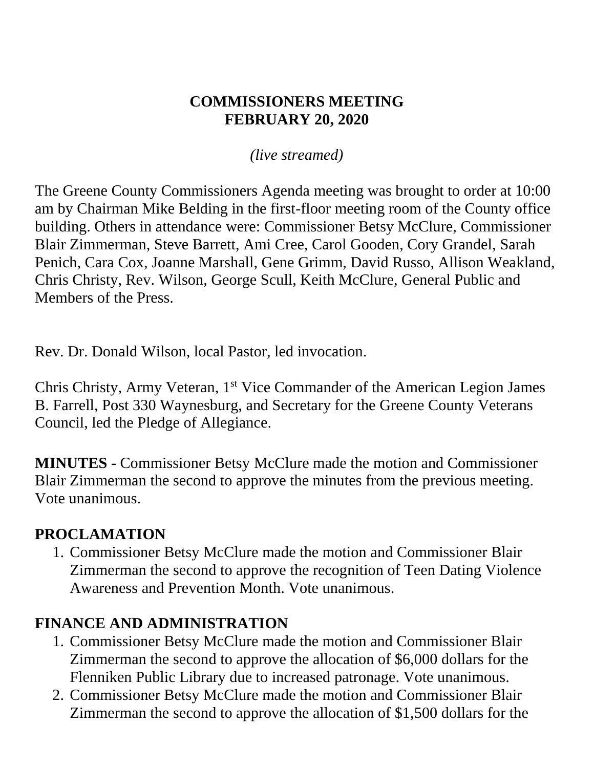# COMMISSIONERS MEETING
# FEBRUARY 20, 2020

*(live streamed)*

The Greene County Commissioners Agenda meeting was brought to order at 10:00 am by Chairman Mike Belding in the first-floor meeting room of the County office building. Others in attendance were: Commissioner Betsy McClure, Commissioner Blair Zimmerman, Steve Barrett, Ami Cree, Carol Gooden, Cory Grandel, Sarah Penich, Cara Cox, Joanne Marshall, Gene Grimm, David Russo, Allison Weakland, Chris Christy, Rev. Wilson, George Scull, Keith McClure, General Public and Members of the Press.

Rev. Dr. Donald Wilson, local Pastor, led invocation.

Chris Christy, Army Veteran, 1st Vice Commander of the American Legion James B. Farrell, Post 330 Waynesburg, and Secretary for the Greene County Veterans Council, led the Pledge of Allegiance.

**MINUTES** - Commissioner Betsy McClure made the motion and Commissioner Blair Zimmerman the second to approve the minutes from the previous meeting. Vote unanimous.

## PROCLAMATION

1. Commissioner Betsy McClure made the motion and Commissioner Blair Zimmerman the second to approve the recognition of Teen Dating Violence Awareness and Prevention Month. Vote unanimous.

## FINANCE AND ADMINISTRATION

1. Commissioner Betsy McClure made the motion and Commissioner Blair Zimmerman the second to approve the allocation of $6,000 dollars for the Flenniken Public Library due to increased patronage. Vote unanimous.
2. Commissioner Betsy McClure made the motion and Commissioner Blair Zimmerman the second to approve the allocation of $1,500 dollars for the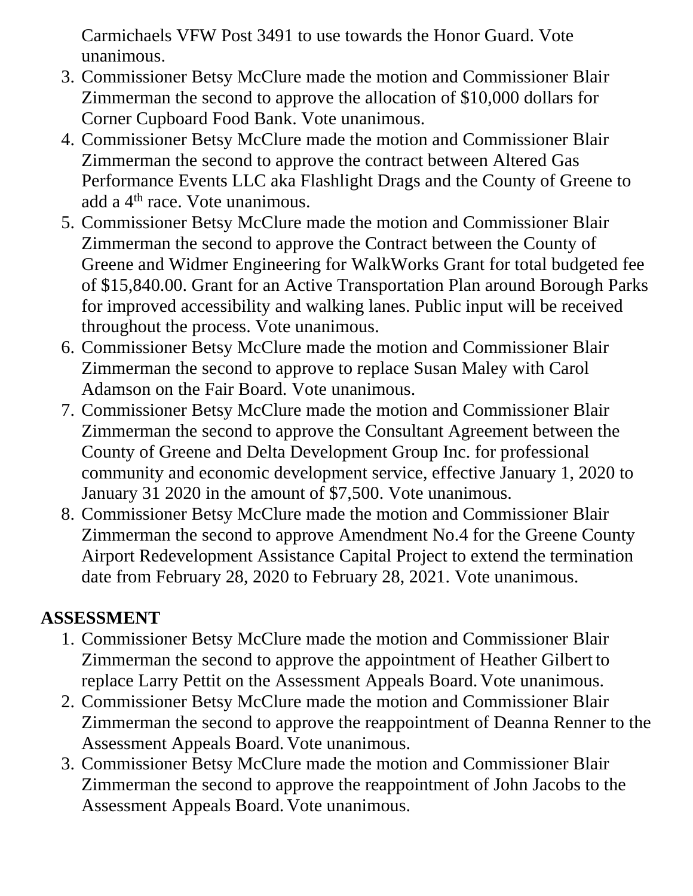Carmichaels VFW Post 3491 to use towards the Honor Guard. Vote unanimous.

3. Commissioner Betsy McClure made the motion and Commissioner Blair Zimmerman the second to approve the allocation of $10,000 dollars for Corner Cupboard Food Bank. Vote unanimous.
4. Commissioner Betsy McClure made the motion and Commissioner Blair Zimmerman the second to approve the contract between Altered Gas Performance Events LLC aka Flashlight Drags and the County of Greene to add a 4th race. Vote unanimous.
5. Commissioner Betsy McClure made the motion and Commissioner Blair Zimmerman the second to approve the Contract between the County of Greene and Widmer Engineering for WalkWorks Grant for total budgeted fee of $15,840.00. Grant for an Active Transportation Plan around Borough Parks for improved accessibility and walking lanes. Public input will be received throughout the process. Vote unanimous.
6. Commissioner Betsy McClure made the motion and Commissioner Blair Zimmerman the second to approve to replace Susan Maley with Carol Adamson on the Fair Board. Vote unanimous.
7. Commissioner Betsy McClure made the motion and Commissioner Blair Zimmerman the second to approve the Consultant Agreement between the County of Greene and Delta Development Group Inc. for professional community and economic development service, effective January 1, 2020 to January 31 2020 in the amount of $7,500. Vote unanimous.
8. Commissioner Betsy McClure made the motion and Commissioner Blair Zimmerman the second to approve Amendment No.4 for the Greene County Airport Redevelopment Assistance Capital Project to extend the termination date from February 28, 2020 to February 28, 2021. Vote unanimous.

**ASSESSMENT**

1. Commissioner Betsy McClure made the motion and Commissioner Blair Zimmerman the second to approve the appointment of Heather Gilbert to replace Larry Pettit on the Assessment Appeals Board. Vote unanimous.
2. Commissioner Betsy McClure made the motion and Commissioner Blair Zimmerman the second to approve the reappointment of Deanna Renner to the Assessment Appeals Board. Vote unanimous.
3. Commissioner Betsy McClure made the motion and Commissioner Blair Zimmerman the second to approve the reappointment of John Jacobs to the Assessment Appeals Board. Vote unanimous.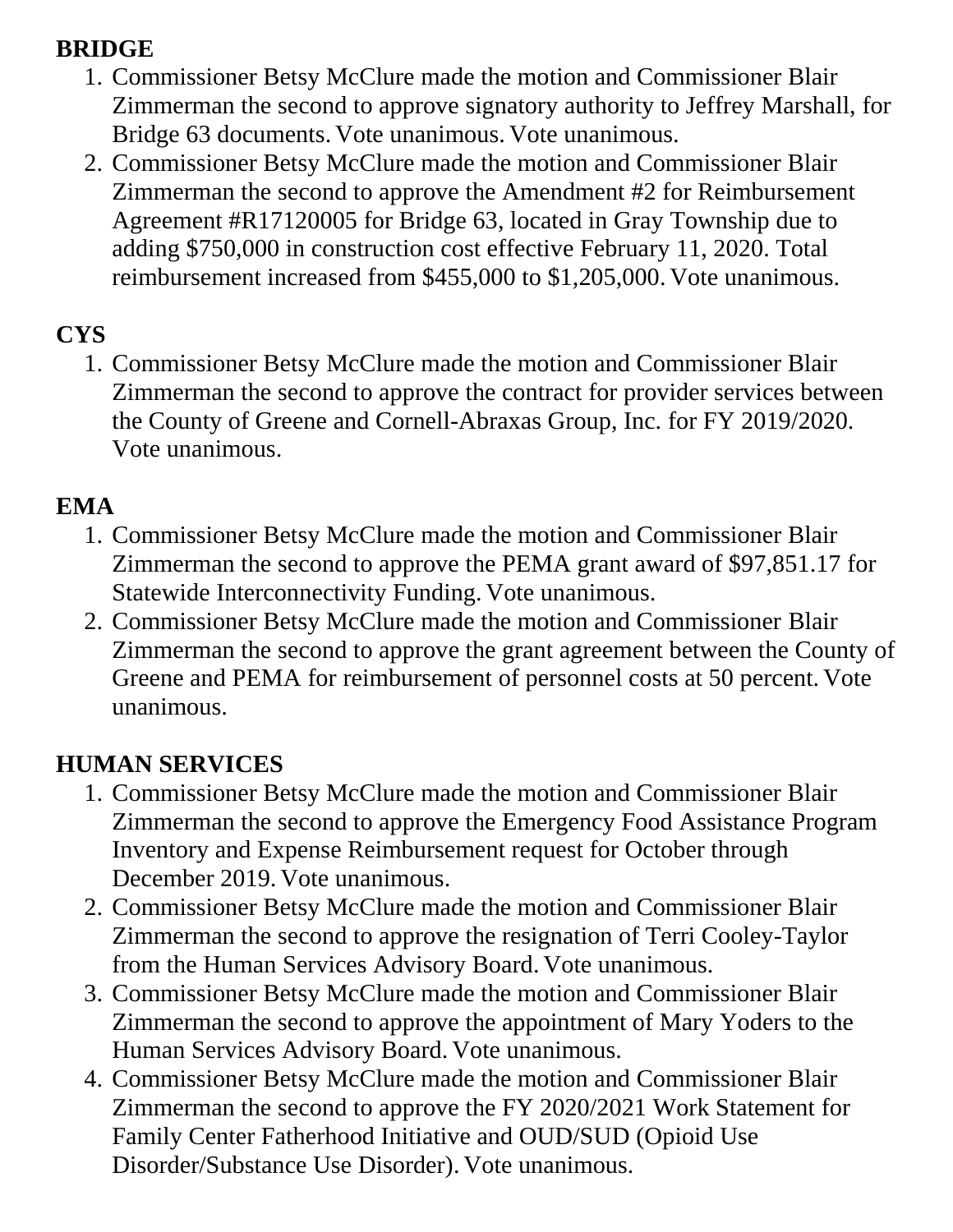**BRIDGE**

1. Commissioner Betsy McClure made the motion and Commissioner Blair Zimmerman the second to approve signatory authority to Jeffrey Marshall, for Bridge 63 documents. Vote unanimous. Vote unanimous.
2. Commissioner Betsy McClure made the motion and Commissioner Blair Zimmerman the second to approve the Amendment #2 for Reimbursement Agreement #R17120005 for Bridge 63, located in Gray Township due to adding $750,000 in construction cost effective February 11, 2020. Total reimbursement increased from $455,000 to $1,205,000. Vote unanimous.

**CYS**

1. Commissioner Betsy McClure made the motion and Commissioner Blair Zimmerman the second to approve the contract for provider services between the County of Greene and Cornell-Abraxas Group, Inc. for FY 2019/2020. Vote unanimous.

**EMA**

1. Commissioner Betsy McClure made the motion and Commissioner Blair Zimmerman the second to approve the PEMA grant award of $97,851.17 for Statewide Interconnectivity Funding. Vote unanimous.
2. Commissioner Betsy McClure made the motion and Commissioner Blair Zimmerman the second to approve the grant agreement between the County of Greene and PEMA for reimbursement of personnel costs at 50 percent. Vote unanimous.

**HUMAN SERVICES**

1. Commissioner Betsy McClure made the motion and Commissioner Blair Zimmerman the second to approve the Emergency Food Assistance Program Inventory and Expense Reimbursement request for October through December 2019. Vote unanimous.
2. Commissioner Betsy McClure made the motion and Commissioner Blair Zimmerman the second to approve the resignation of Terri Cooley-Taylor from the Human Services Advisory Board. Vote unanimous.
3. Commissioner Betsy McClure made the motion and Commissioner Blair Zimmerman the second to approve the appointment of Mary Yoders to the Human Services Advisory Board. Vote unanimous.
4. Commissioner Betsy McClure made the motion and Commissioner Blair Zimmerman the second to approve the FY 2020/2021 Work Statement for Family Center Fatherhood Initiative and OUD/SUD (Opioid Use Disorder/Substance Use Disorder). Vote unanimous.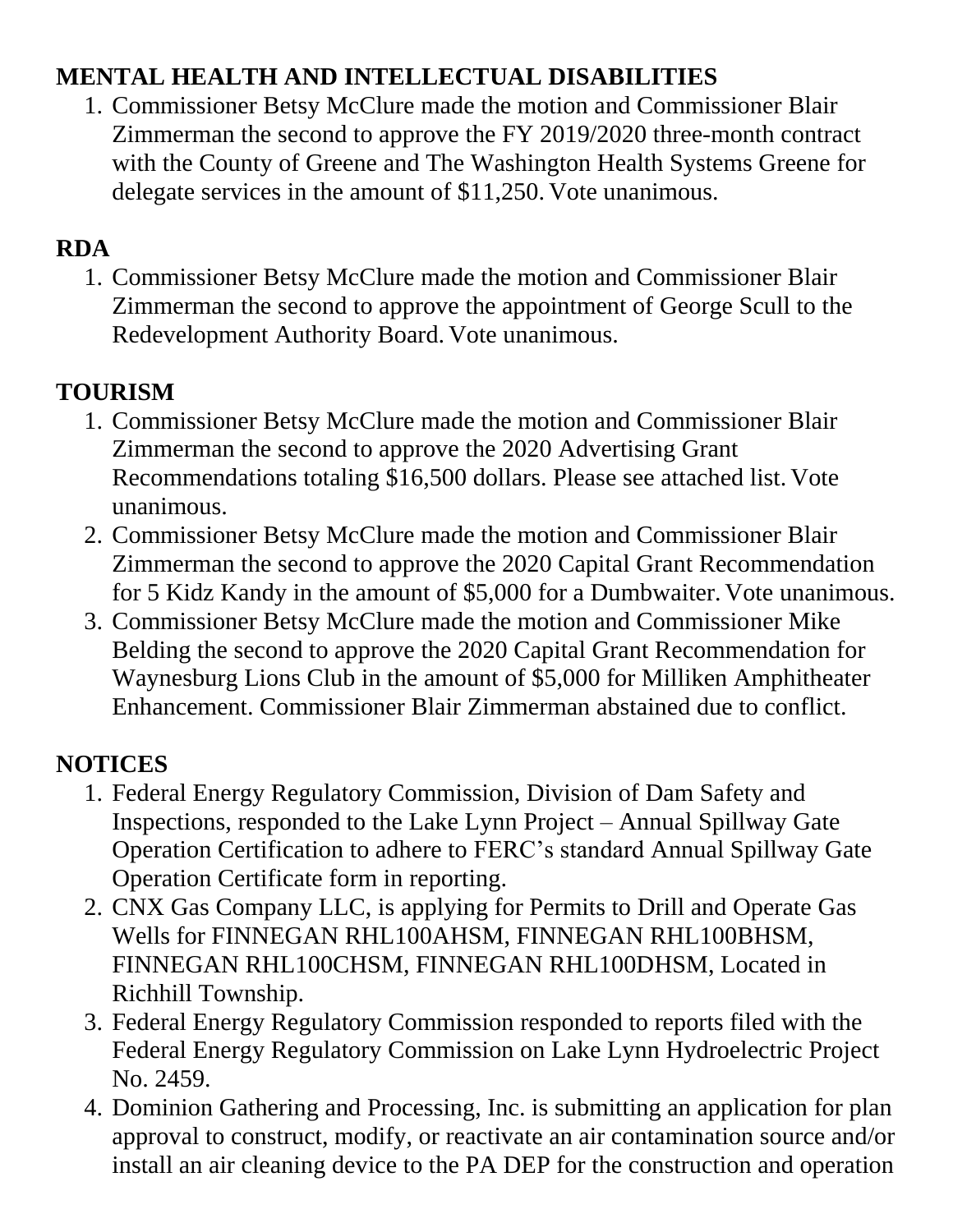## MENTAL HEALTH AND INTELLECTUAL DISABILITIES

1. Commissioner Betsy McClure made the motion and Commissioner Blair Zimmerman the second to approve the FY 2019/2020 three-month contract with the County of Greene and The Washington Health Systems Greene for delegate services in the amount of $11,250. Vote unanimous.

## RDA

1. Commissioner Betsy McClure made the motion and Commissioner Blair Zimmerman the second to approve the appointment of George Scull to the Redevelopment Authority Board. Vote unanimous.

## TOURISM

1. Commissioner Betsy McClure made the motion and Commissioner Blair Zimmerman the second to approve the 2020 Advertising Grant Recommendations totaling $16,500 dollars. Please see attached list. Vote unanimous.
2. Commissioner Betsy McClure made the motion and Commissioner Blair Zimmerman the second to approve the 2020 Capital Grant Recommendation for 5 Kidz Kandy in the amount of $5,000 for a Dumbwaiter. Vote unanimous.
3. Commissioner Betsy McClure made the motion and Commissioner Mike Belding the second to approve the 2020 Capital Grant Recommendation for Waynesburg Lions Club in the amount of $5,000 for Milliken Amphitheater Enhancement. Commissioner Blair Zimmerman abstained due to conflict.

## NOTICES

1. Federal Energy Regulatory Commission, Division of Dam Safety and Inspections, responded to the Lake Lynn Project – Annual Spillway Gate Operation Certification to adhere to FERC's standard Annual Spillway Gate Operation Certificate form in reporting.
2. CNX Gas Company LLC, is applying for Permits to Drill and Operate Gas Wells for FINNEGAN RHL100AHSM, FINNEGAN RHL100BHSM, FINNEGAN RHL100CHSM, FINNEGAN RHL100DHSM, Located in Richhill Township.
3. Federal Energy Regulatory Commission responded to reports filed with the Federal Energy Regulatory Commission on Lake Lynn Hydroelectric Project No. 2459.
4. Dominion Gathering and Processing, Inc. is submitting an application for plan approval to construct, modify, or reactivate an air contamination source and/or install an air cleaning device to the PA DEP for the construction and operation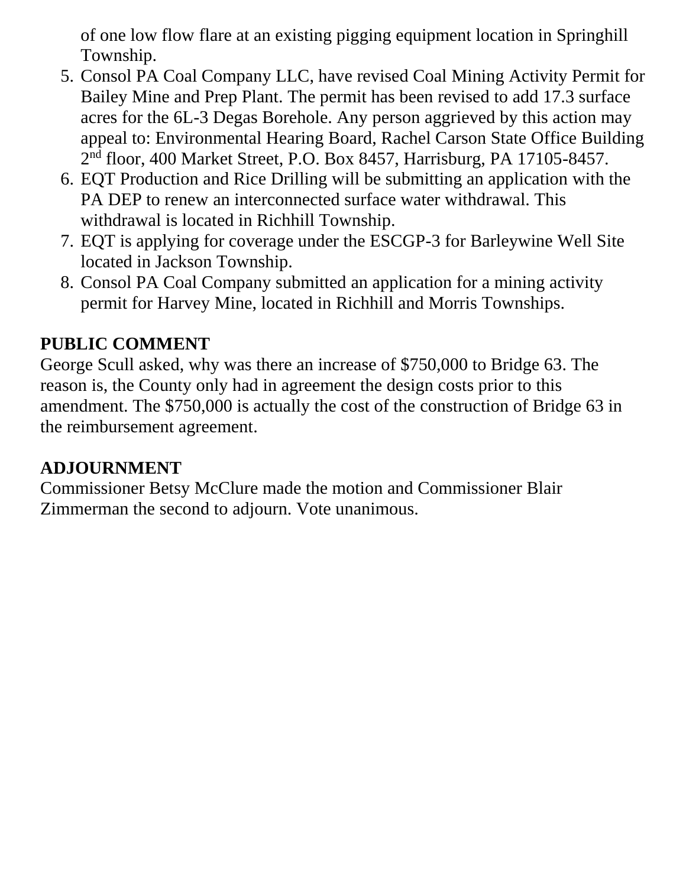of one low flow flare at an existing pigging equipment location in Springhill Township.

5. Consol PA Coal Company LLC, have revised Coal Mining Activity Permit for Bailey Mine and Prep Plant. The permit has been revised to add 17.3 surface acres for the 6L-3 Degas Borehole. Any person aggrieved by this action may appeal to: Environmental Hearing Board, Rachel Carson State Office Building 2nd floor, 400 Market Street, P.O. Box 8457, Harrisburg, PA 17105-8457.
6. EQT Production and Rice Drilling will be submitting an application with the PA DEP to renew an interconnected surface water withdrawal. This withdrawal is located in Richhill Township.
7. EQT is applying for coverage under the ESCGP-3 for Barleywine Well Site located in Jackson Township.
8. Consol PA Coal Company submitted an application for a mining activity permit for Harvey Mine, located in Richhill and Morris Townships.

**PUBLIC COMMENT**

George Scull asked, why was there an increase of $750,000 to Bridge 63. The reason is, the County only had in agreement the design costs prior to this amendment. The $750,000 is actually the cost of the construction of Bridge 63 in the reimbursement agreement.

**ADJOURNMENT**

Commissioner Betsy McClure made the motion and Commissioner Blair Zimmerman the second to adjourn. Vote unanimous.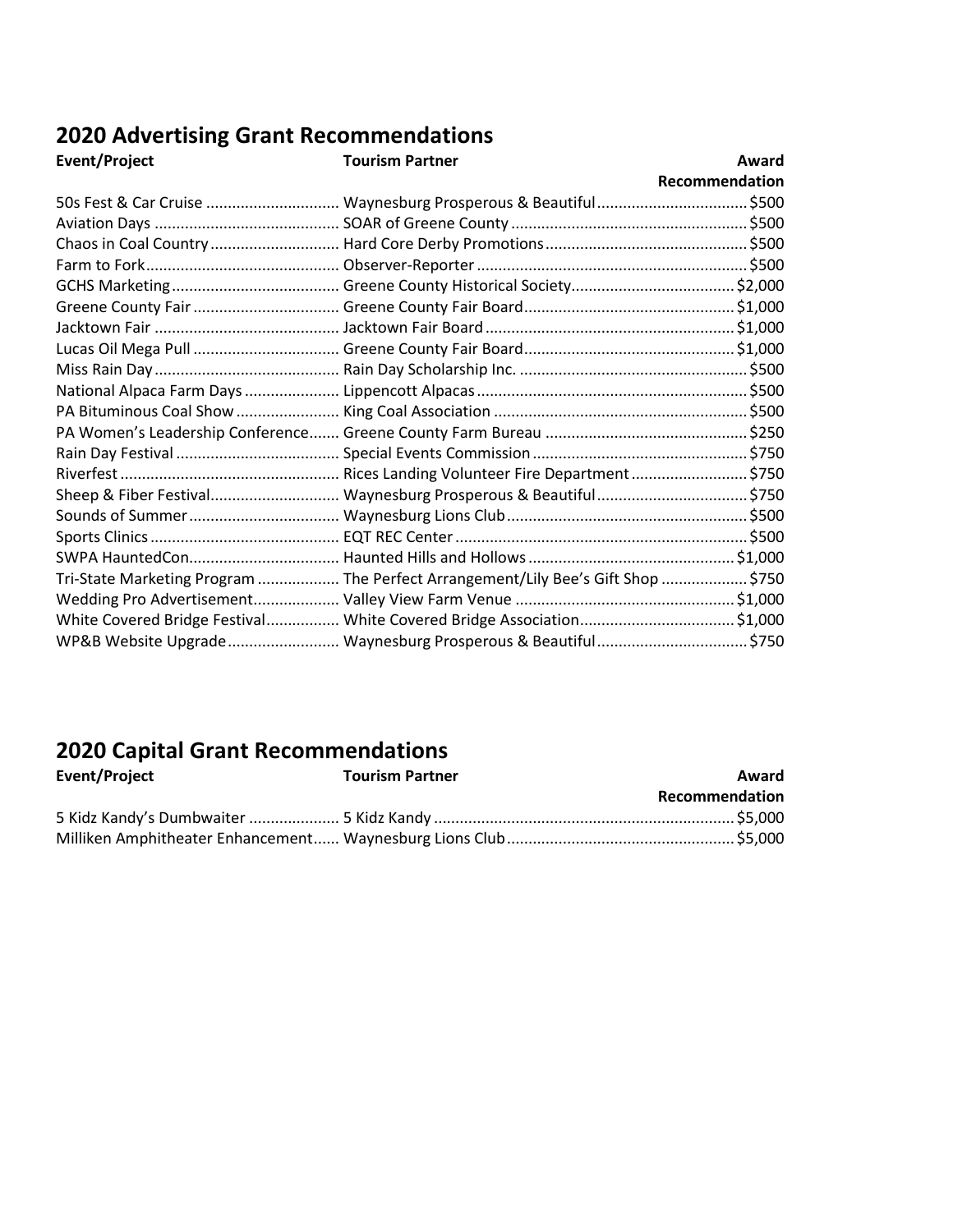## 2020 Advertising Grant Recommendations

| Event/Project | Tourism Partner | Award Recommendation |
| --- | --- | --- |
| 50s Fest & Car Cruise | Waynesburg Prosperous & Beautiful | $500 |
| Aviation Days | SOAR of Greene County | $500 |
| Chaos in Coal Country | Hard Core Derby Promotions | $500 |
| Farm to Fork | Observer-Reporter | $500 |
| GCHS Marketing | Greene County Historical Society | $2,000 |
| Greene County Fair | Greene County Fair Board | $1,000 |
| Jacktown Fair | Jacktown Fair Board | $1,000 |
| Lucas Oil Mega Pull | Greene County Fair Board | $1,000 |
| Miss Rain Day | Rain Day Scholarship Inc. | $500 |
| National Alpaca Farm Days | Lippencott Alpacas | $500 |
| PA Bituminous Coal Show | King Coal Association | $500 |
| PA Women's Leadership Conference | Greene County Farm Bureau | $250 |
| Rain Day Festival | Special Events Commission | $750 |
| Riverfest | Rices Landing Volunteer Fire Department | $750 |
| Sheep & Fiber Festival | Waynesburg Prosperous & Beautiful | $750 |
| Sounds of Summer | Waynesburg Lions Club | $500 |
| Sports Clinics | EQT REC Center | $500 |
| SWPA HauntedCon | Haunted Hills and Hollows | $1,000 |
| Tri-State Marketing Program | The Perfect Arrangement/Lily Bee's Gift Shop | $750 |
| Wedding Pro Advertisement | Valley View Farm Venue | $1,000 |
| White Covered Bridge Festival | White Covered Bridge Association | $1,000 |
| WP&B Website Upgrade | Waynesburg Prosperous & Beautiful | $750 |

## 2020 Capital Grant Recommendations

| Event/Project | Tourism Partner | Award Recommendation |
| --- | --- | --- |
| 5 Kidz Kandy's Dumbwaiter | 5 Kidz Kandy | $5,000 |
| Milliken Amphitheater Enhancement | Waynesburg Lions Club | $5,000 |